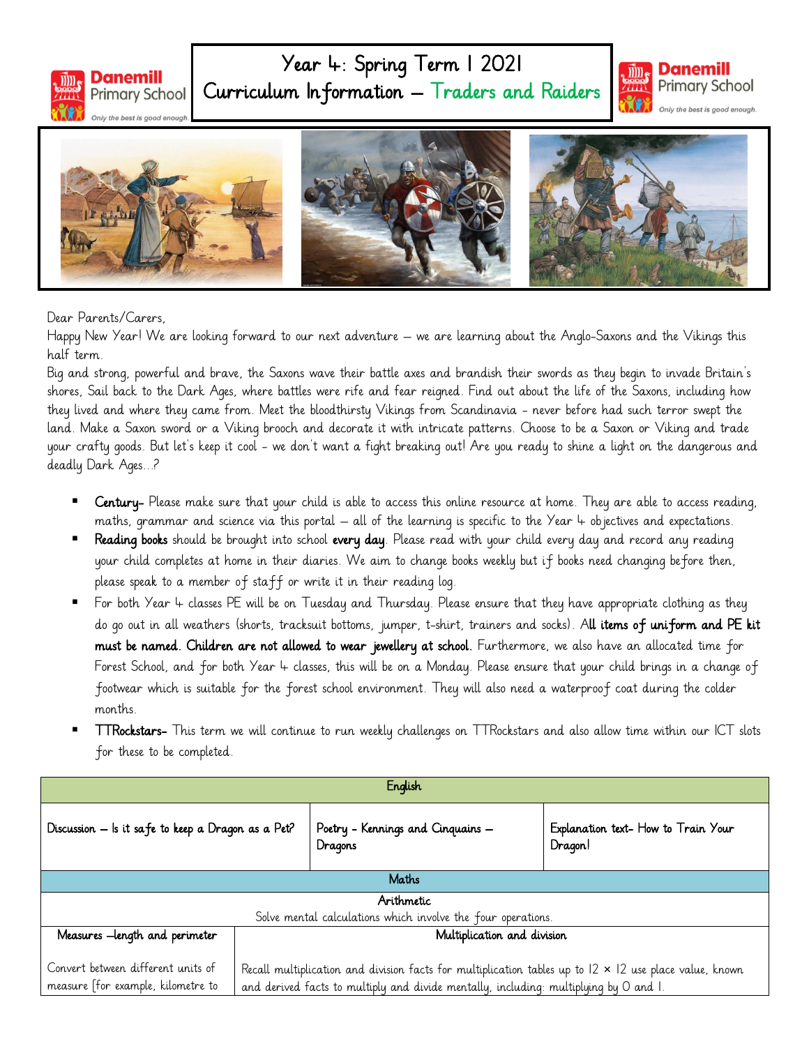# Year 4: Spring Term 1 2021
## Curriculum Information – Traders and Raiders

Danemill Primary School — Only the best is good enough

Dear Parents/Carers,

Happy New Year! We are looking forward to our next adventure – we are learning about the Anglo-Saxons and the Vikings this half term.

Big and strong, powerful and brave, the Saxons wave their battle axes and brandish their swords as they begin to invade Britain's shores, Sail back to the Dark Ages, where battles were rife and fear reigned. Find out about the life of the Saxons, including how they lived and where they came from. Meet the bloodthirsty Vikings from Scandinavia - never before had such terror swept the land. Make a Saxon sword or a Viking brooch and decorate it with intricate patterns. Choose to be a Saxon or Viking and trade your crafty goods. But let's keep it cool - we don't want a fight breaking out! Are you ready to shine a light on the dangerous and deadly Dark Ages...?

- **Century-** Please make sure that your child is able to access this online resource at home. They are able to access reading, maths, grammar and science via this portal – all of the learning is specific to the Year 4 objectives and expectations.
- **Reading books** should be brought into school **every day**. Please read with your child every day and record any reading your child completes at home in their diaries. We aim to change books weekly but if books need changing before then, please speak to a member of staff or write it in their reading log.
- For both Year 4 classes PE will be on Tuesday and Thursday. Please ensure that they have appropriate clothing as they do go out in all weathers (shorts, tracksuit bottoms, jumper, t-shirt, trainers and socks). **All items of uniform and PE kit must be named. Children are not allowed to wear jewellery at school.** Furthermore, we also have an allocated time for Forest School, and for both Year 4 classes, this will be on a Monday. Please ensure that your child brings in a change of footwear which is suitable for the forest school environment. They will also need a waterproof coat during the colder months.
- **TTRockstars-** This term we will continue to run weekly challenges on TTRockstars and also allow time within our ICT slots for these to be completed.

| English | | |
|---|---|---|
| Discussion – Is it safe to keep a Dragon as a Pet? | Poetry - Kennings and Cinquains – Dragons | Explanation text- How to Train Your Dragon! |

| Maths | |
|---|---|
| Arithmetic<br>Solve mental calculations which involve the four operations. | |
| Measures –length and perimeter | Multiplication and division |
| Convert between different units of measure [for example, kilometre to | Recall multiplication and division facts for multiplication tables up to 12 × 12 use place value, known and derived facts to multiply and divide mentally, including: multiplying by 0 and 1. |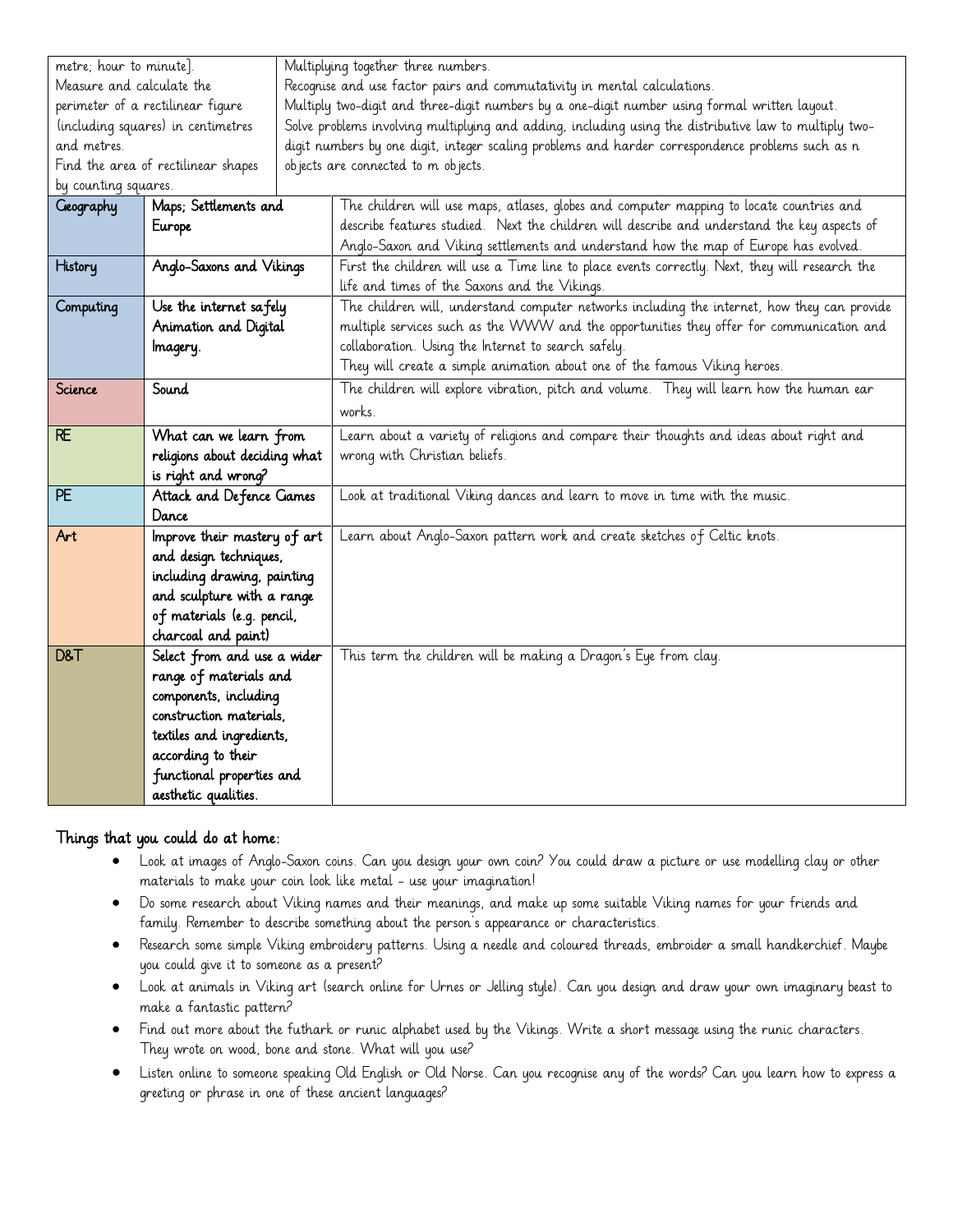| | | |
|---|---|---|
| metre; hour to minute]. Measure and calculate the perimeter of a rectilinear figure (including squares) in centimetres and metres. Find the area of rectilinear shapes by counting squares. | | Multiplying together three numbers. Recognise and use factor pairs and commutativity in mental calculations. Multiply two-digit and three-digit numbers by a one-digit number using formal written layout. Solve problems involving multiplying and adding, including using the distributive law to multiply two-digit numbers by one digit, integer scaling problems and harder correspondence problems such as n objects are connected to m objects. |
| Geography | Maps; Settlements and Europe | The children will use maps, atlases, globes and computer mapping to locate countries and describe features studied. Next the children will describe and understand the key aspects of Anglo-Saxon and Viking settlements and understand how the map of Europe has evolved. |
| History | Anglo-Saxons and Vikings | First the children will use a Time line to place events correctly. Next, they will research the life and times of the Saxons and the Vikings. |
| Computing | Use the internet safely Animation and Digital Imagery. | The children will, understand computer networks including the internet, how they can provide multiple services such as the WWW and the opportunities they offer for communication and collaboration. Using the Internet to search safely. They will create a simple animation about one of the famous Viking heroes. |
| Science | Sound | The children will explore vibration, pitch and volume. They will learn how the human ear works. |
| RE | What can we learn from religions about deciding what is right and wrong? | Learn about a variety of religions and compare their thoughts and ideas about right and wrong with Christian beliefs. |
| PE | Attack and Defence Games Dance | Look at traditional Viking dances and learn to move in time with the music. |
| Art | Improve their mastery of art and design techniques, including drawing, painting and sculpture with a range of materials (e.g. pencil, charcoal and paint) | Learn about Anglo-Saxon pattern work and create sketches of Celtic knots. |
| D&T | Select from and use a wider range of materials and components, including construction materials, textiles and ingredients, according to their functional properties and aesthetic qualities. | This term the children will be making a Dragon's Eye from clay. |

## Things that you could do at home:

- Look at images of Anglo-Saxon coins. Can you design your own coin? You could draw a picture or use modelling clay or other materials to make your coin look like metal – use your imagination!
- Do some research about Viking names and their meanings, and make up some suitable Viking names for your friends and family. Remember to describe something about the person's appearance or characteristics.
- Research some simple Viking embroidery patterns. Using a needle and coloured threads, embroider a small handkerchief. Maybe you could give it to someone as a present?
- Look at animals in Viking art (search online for Urnes or Jelling style). Can you design and draw your own imaginary beast to make a fantastic pattern?
- Find out more about the futhark or runic alphabet used by the Vikings. Write a short message using the runic characters. They wrote on wood, bone and stone. What will you use?
- Listen online to someone speaking Old English or Old Norse. Can you recognise any of the words? Can you learn how to express a greeting or phrase in one of these ancient languages?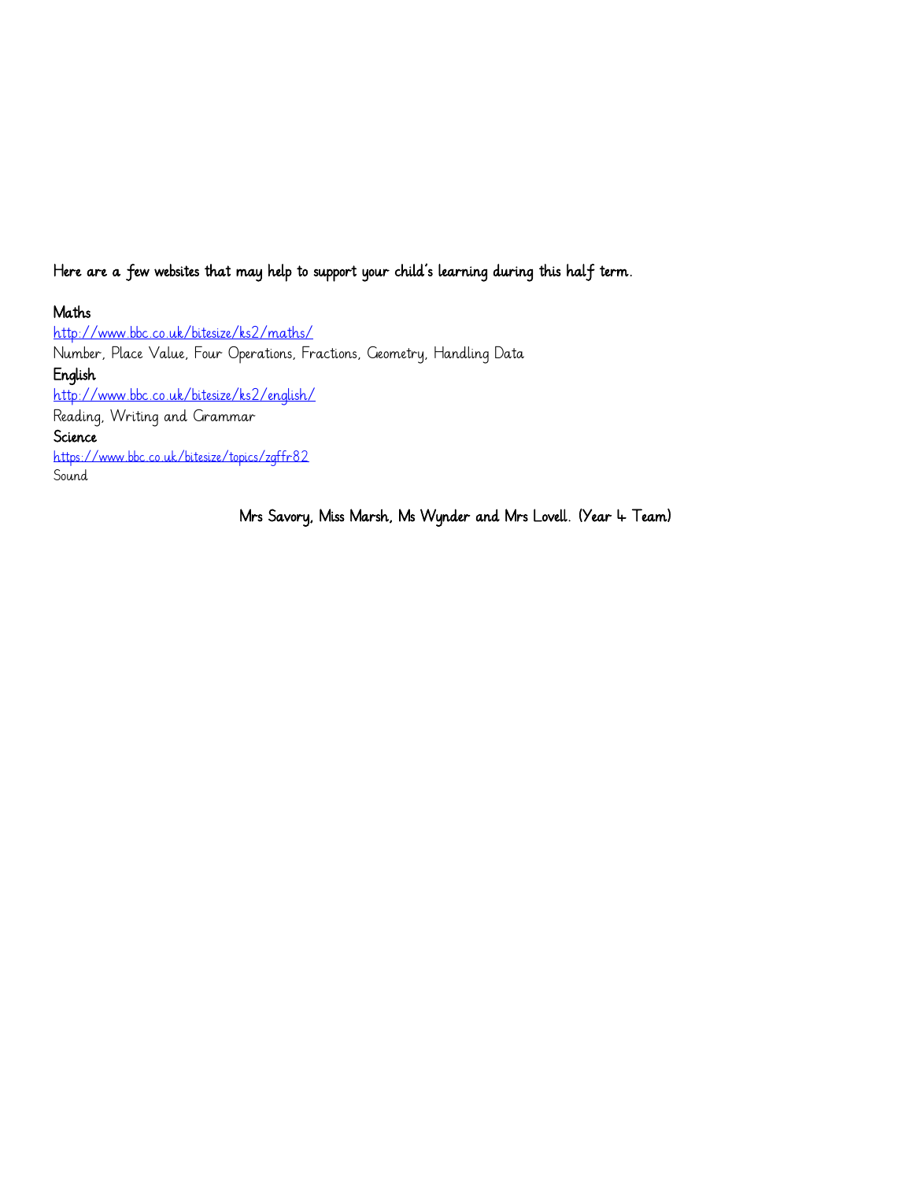**Here are a few websites that may help to support your child's learning during this half term.**

**Maths**
http://www.bbc.co.uk/bitesize/ks2/maths/
Number, Place Value, Four Operations, Fractions, Geometry, Handling Data

**English**
http://www.bbc.co.uk/bitesize/ks2/english/
Reading, Writing and Grammar

**Science**
https://www.bbc.co.uk/bitesize/topics/zgffr82
Sound

**Mrs Savory, Miss Marsh, Ms Wynder and Mrs Lovell. (Year 4 Team)**